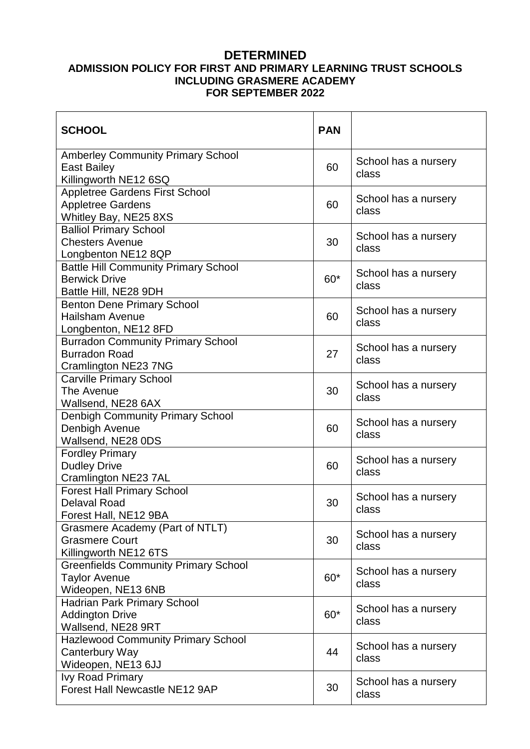# DETERMINED

## ADMISSION POLICY FOR FIRST AND PRIMARY LEARNING TRUST SCHOOLS INCLUDING GRASMERE ACADEMY FOR SEPTEMBER 2022

| SCHOOL | PAN | |
|---|---|---|
| Amberley Community Primary School<br>East Bailey<br>Killingworth NE12 6SQ | 60 | School has a nursery class |
| Appletree Gardens First School<br>Appletree Gardens<br>Whitley Bay, NE25 8XS | 60 | School has a nursery class |
| Balliol Primary School<br>Chesters Avenue<br>Longbenton NE12 8QP | 30 | School has a nursery class |
| Battle Hill Community Primary School<br>Berwick Drive<br>Battle Hill, NE28 9DH | 60* | School has a nursery class |
| Benton Dene Primary School<br>Hailsham Avenue<br>Longbenton, NE12 8FD | 60 | School has a nursery class |
| Burradon Community Primary School<br>Burradon Road<br>Cramlington NE23 7NG | 27 | School has a nursery class |
| Carville Primary School<br>The Avenue<br>Wallsend, NE28 6AX | 30 | School has a nursery class |
| Denbigh Community Primary School<br>Denbigh Avenue<br>Wallsend, NE28 0DS | 60 | School has a nursery class |
| Fordley Primary<br>Dudley Drive<br>Cramlington NE23 7AL | 60 | School has a nursery class |
| Forest Hall Primary School<br>Delaval Road<br>Forest Hall, NE12 9BA | 30 | School has a nursery class |
| Grasmere Academy (Part of NTLT)<br>Grasmere Court<br>Killingworth NE12 6TS | 30 | School has a nursery class |
| Greenfields Community Primary School<br>Taylor Avenue<br>Wideopen, NE13 6NB | 60* | School has a nursery class |
| Hadrian Park Primary School<br>Addington Drive<br>Wallsend, NE28 9RT | 60* | School has a nursery class |
| Hazlewood Community Primary School<br>Canterbury Way<br>Wideopen, NE13 6JJ | 44 | School has a nursery class |
| Ivy Road Primary<br>Forest Hall Newcastle NE12 9AP | 30 | School has a nursery class |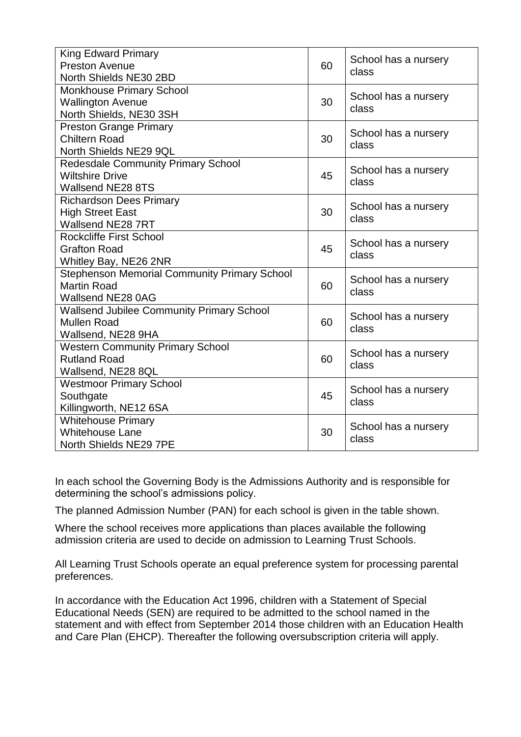| | | |
|---|---|---|
| King Edward Primary<br>Preston Avenue<br>North Shields NE30 2BD | 60 | School has a nursery class |
| Monkhouse Primary School<br>Wallington Avenue<br>North Shields, NE30 3SH | 30 | School has a nursery class |
| Preston Grange Primary<br>Chiltern Road<br>North Shields NE29 9QL | 30 | School has a nursery class |
| Redesdale Community Primary School<br>Wiltshire Drive<br>Wallsend NE28 8TS | 45 | School has a nursery class |
| Richardson Dees Primary<br>High Street East<br>Wallsend NE28 7RT | 30 | School has a nursery class |
| Rockcliffe First School<br>Grafton Road<br>Whitley Bay, NE26 2NR | 45 | School has a nursery class |
| Stephenson Memorial Community Primary School<br>Martin Road<br>Wallsend NE28 0AG | 60 | School has a nursery class |
| Wallsend Jubilee Community Primary School<br>Mullen Road<br>Wallsend, NE28 9HA | 60 | School has a nursery class |
| Western Community Primary School<br>Rutland Road<br>Wallsend, NE28 8QL | 60 | School has a nursery class |
| Westmoor Primary School<br>Southgate<br>Killingworth, NE12 6SA | 45 | School has a nursery class |
| Whitehouse Primary<br>Whitehouse Lane<br>North Shields NE29 7PE | 30 | School has a nursery class |

In each school the Governing Body is the Admissions Authority and is responsible for determining the school's admissions policy.

The planned Admission Number (PAN) for each school is given in the table shown.

Where the school receives more applications than places available the following admission criteria are used to decide on admission to Learning Trust Schools.

All Learning Trust Schools operate an equal preference system for processing parental preferences.

In accordance with the Education Act 1996, children with a Statement of Special Educational Needs (SEN) are required to be admitted to the school named in the statement and with effect from September 2014 those children with an Education Health and Care Plan (EHCP). Thereafter the following oversubscription criteria will apply.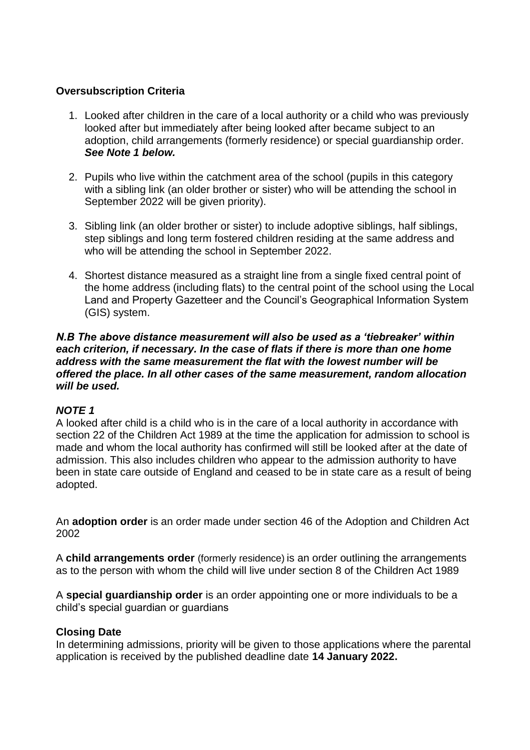**Oversubscription Criteria**

1. Looked after children in the care of a local authority or a child who was previously looked after but immediately after being looked after became subject to an adoption, child arrangements (formerly residence) or special guardianship order. ***See Note 1 below.***

2. Pupils who live within the catchment area of the school (pupils in this category with a sibling link (an older brother or sister) who will be attending the school in September 2022 will be given priority).

3. Sibling link (an older brother or sister) to include adoptive siblings, half siblings, step siblings and long term fostered children residing at the same address and who will be attending the school in September 2022.

4. Shortest distance measured as a straight line from a single fixed central point of the home address (including flats) to the central point of the school using the Local Land and Property Gazetteer and the Council's Geographical Information System (GIS) system.

***N.B The above distance measurement will also be used as a 'tiebreaker' within each criterion, if necessary. In the case of flats if there is more than one home address with the same measurement the flat with the lowest number will be offered the place. In all other cases of the same measurement, random allocation will be used.***

***NOTE 1***

A looked after child is a child who is in the care of a local authority in accordance with section 22 of the Children Act 1989 at the time the application for admission to school is made and whom the local authority has confirmed will still be looked after at the date of admission. This also includes children who appear to the admission authority to have been in state care outside of England and ceased to be in state care as a result of being adopted.

An **adoption order** is an order made under section 46 of the Adoption and Children Act 2002

A **child arrangements order** (formerly residence) is an order outlining the arrangements as to the person with whom the child will live under section 8 of the Children Act 1989

A **special guardianship order** is an order appointing one or more individuals to be a child's special guardian or guardians

**Closing Date**

In determining admissions, priority will be given to those applications where the parental application is received by the published deadline date **14 January 2022.**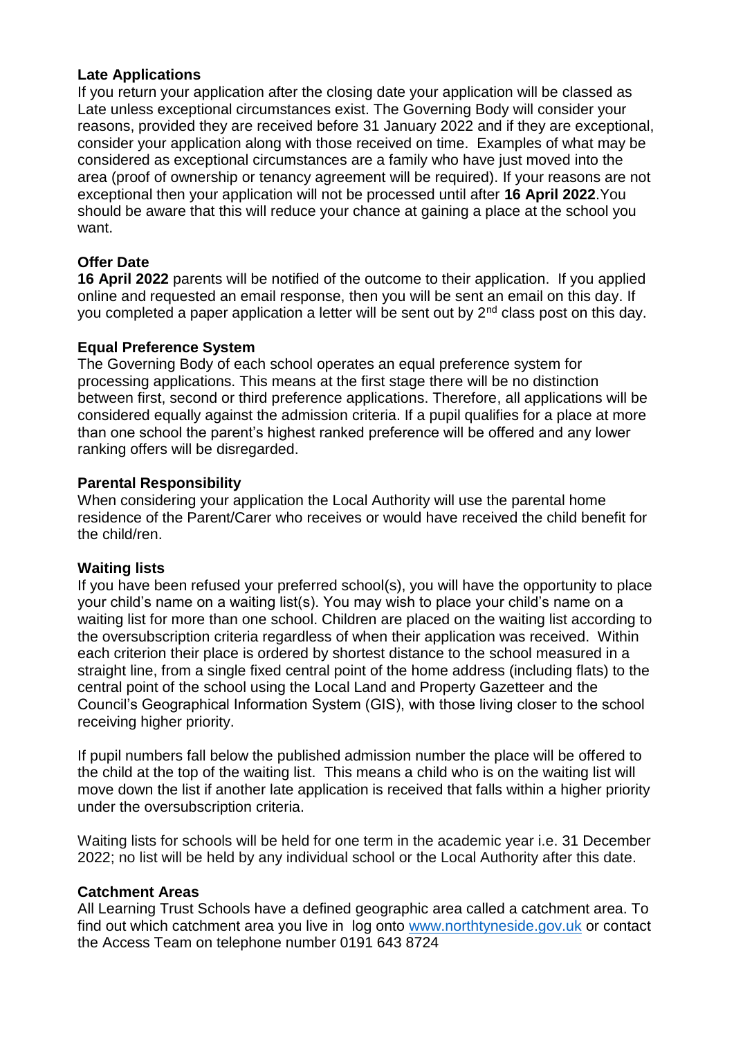**Late Applications**

If you return your application after the closing date your application will be classed as Late unless exceptional circumstances exist. The Governing Body will consider your reasons, provided they are received before 31 January 2022 and if they are exceptional, consider your application along with those received on time. Examples of what may be considered as exceptional circumstances are a family who have just moved into the area (proof of ownership or tenancy agreement will be required). If your reasons are not exceptional then your application will not be processed until after **16 April 2022**.You should be aware that this will reduce your chance at gaining a place at the school you want.

**Offer Date**

**16 April 2022** parents will be notified of the outcome to their application. If you applied online and requested an email response, then you will be sent an email on this day. If you completed a paper application a letter will be sent out by 2nd class post on this day.

**Equal Preference System**

The Governing Body of each school operates an equal preference system for processing applications. This means at the first stage there will be no distinction between first, second or third preference applications. Therefore, all applications will be considered equally against the admission criteria. If a pupil qualifies for a place at more than one school the parent's highest ranked preference will be offered and any lower ranking offers will be disregarded.

**Parental Responsibility**

When considering your application the Local Authority will use the parental home residence of the Parent/Carer who receives or would have received the child benefit for the child/ren.

**Waiting lists**

If you have been refused your preferred school(s), you will have the opportunity to place your child's name on a waiting list(s). You may wish to place your child's name on a waiting list for more than one school. Children are placed on the waiting list according to the oversubscription criteria regardless of when their application was received. Within each criterion their place is ordered by shortest distance to the school measured in a straight line, from a single fixed central point of the home address (including flats) to the central point of the school using the Local Land and Property Gazetteer and the Council's Geographical Information System (GIS), with those living closer to the school receiving higher priority.

If pupil numbers fall below the published admission number the place will be offered to the child at the top of the waiting list. This means a child who is on the waiting list will move down the list if another late application is received that falls within a higher priority under the oversubscription criteria.

Waiting lists for schools will be held for one term in the academic year i.e. 31 December 2022; no list will be held by any individual school or the Local Authority after this date.

**Catchment Areas**

All Learning Trust Schools have a defined geographic area called a catchment area. To find out which catchment area you live in log onto [www.northtyneside.gov.uk](http://www.northtyneside.gov.uk) or contact the Access Team on telephone number 0191 643 8724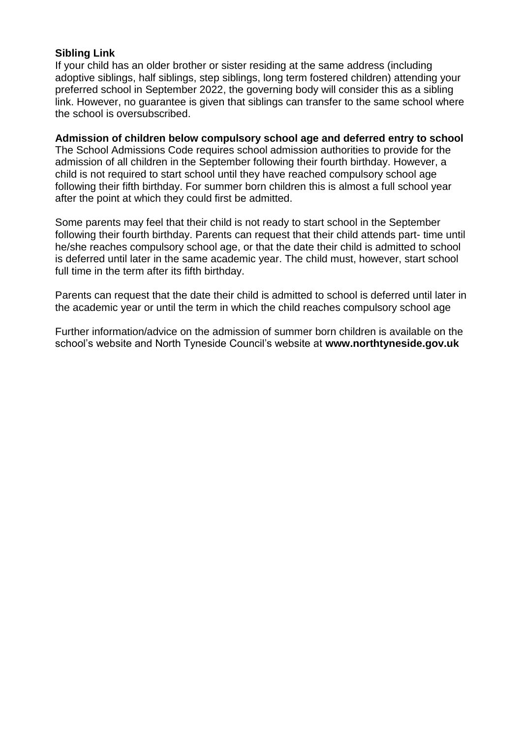**Sibling Link**

If your child has an older brother or sister residing at the same address (including adoptive siblings, half siblings, step siblings, long term fostered children) attending your preferred school in September 2022, the governing body will consider this as a sibling link. However, no guarantee is given that siblings can transfer to the same school where the school is oversubscribed.

**Admission of children below compulsory school age and deferred entry to school**

The School Admissions Code requires school admission authorities to provide for the admission of all children in the September following their fourth birthday. However, a child is not required to start school until they have reached compulsory school age following their fifth birthday. For summer born children this is almost a full school year after the point at which they could first be admitted.

Some parents may feel that their child is not ready to start school in the September following their fourth birthday. Parents can request that their child attends part- time until he/she reaches compulsory school age, or that the date their child is admitted to school is deferred until later in the same academic year. The child must, however, start school full time in the term after its fifth birthday.

Parents can request that the date their child is admitted to school is deferred until later in the academic year or until the term in which the child reaches compulsory school age

Further information/advice on the admission of summer born children is available on the school's website and North Tyneside Council's website at **www.northtyneside.gov.uk**